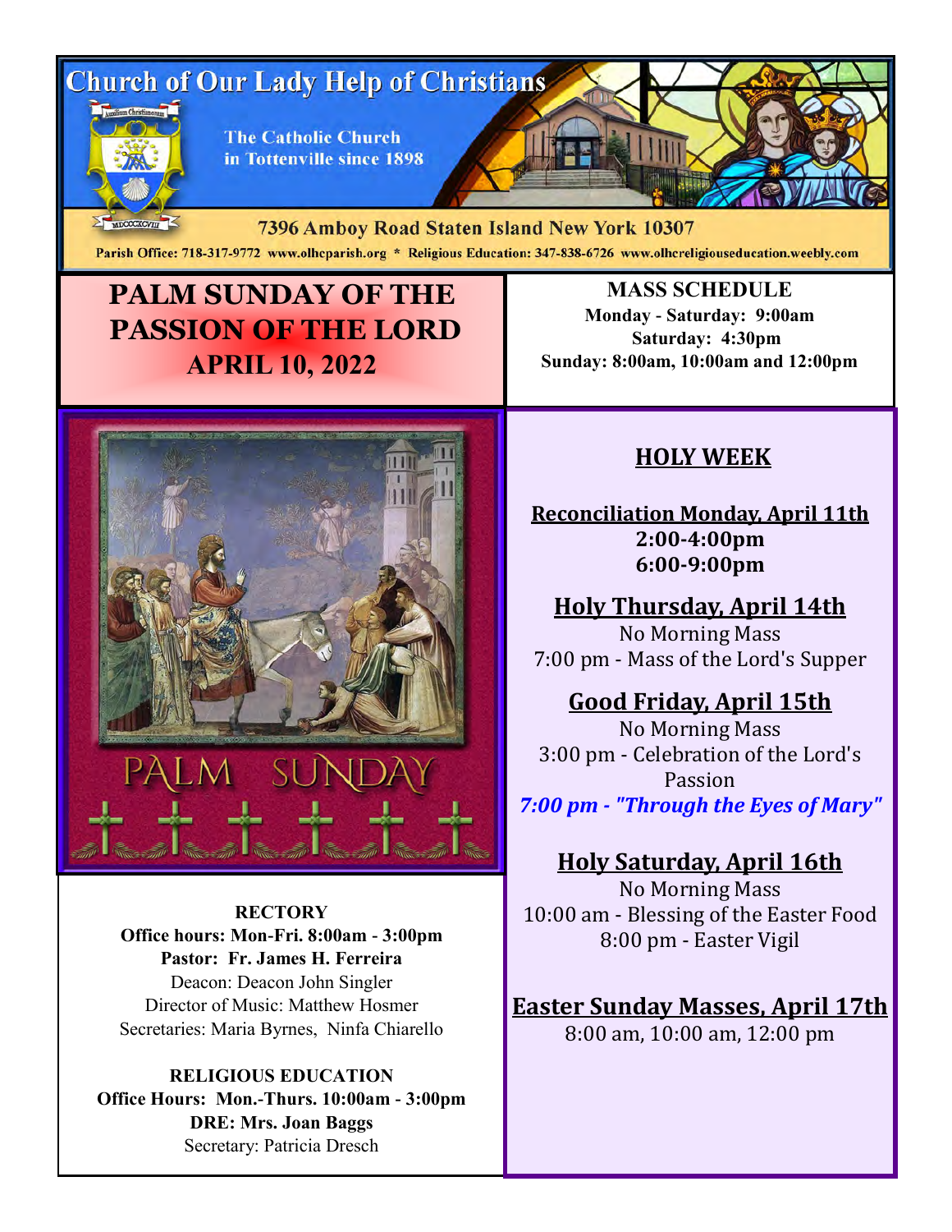# Church of Our Lady Help of Christians

The Catholic Church in Tottenville since 1898

7396 Amboy Road Staten Island New York 10307

Parish Office: 718-317-9772 www.olhcparish.org * Religious Education: 347-838-6726 www.olhcreligiouseducation.weebly.com

## PALM SUNDAY OF THE PASSION OF THE LORD
## APRIL 10, 2022

**MASS SCHEDULE**
**Monday - Saturday: 9:00am**
**Saturday: 4:30pm**
**Sunday: 8:00am, 10:00am and 12:00pm**

PALM SUNDAY

**RECTORY**
**Office hours: Mon-Fri. 8:00am - 3:00pm**
**Pastor: Fr. James H. Ferreira**
Deacon: Deacon John Singler
Director of Music: Matthew Hosmer
Secretaries: Maria Byrnes, Ninfa Chiarello

**RELIGIOUS EDUCATION**
**Office Hours: Mon.-Thurs. 10:00am - 3:00pm**
**DRE: Mrs. Joan Baggs**
Secretary: Patricia Dresch

## HOLY WEEK

**Reconciliation Monday, April 11th**
**2:00-4:00pm**
**6:00-9:00pm**

**Holy Thursday, April 14th**
No Morning Mass
7:00 pm - Mass of the Lord's Supper

**Good Friday, April 15th**
No Morning Mass
3:00 pm - Celebration of the Lord's Passion
***7:00 pm - "Through the Eyes of Mary"***

**Holy Saturday, April 16th**
No Morning Mass
10:00 am - Blessing of the Easter Food
8:00 pm - Easter Vigil

**Easter Sunday Masses, April 17th**
8:00 am, 10:00 am, 12:00 pm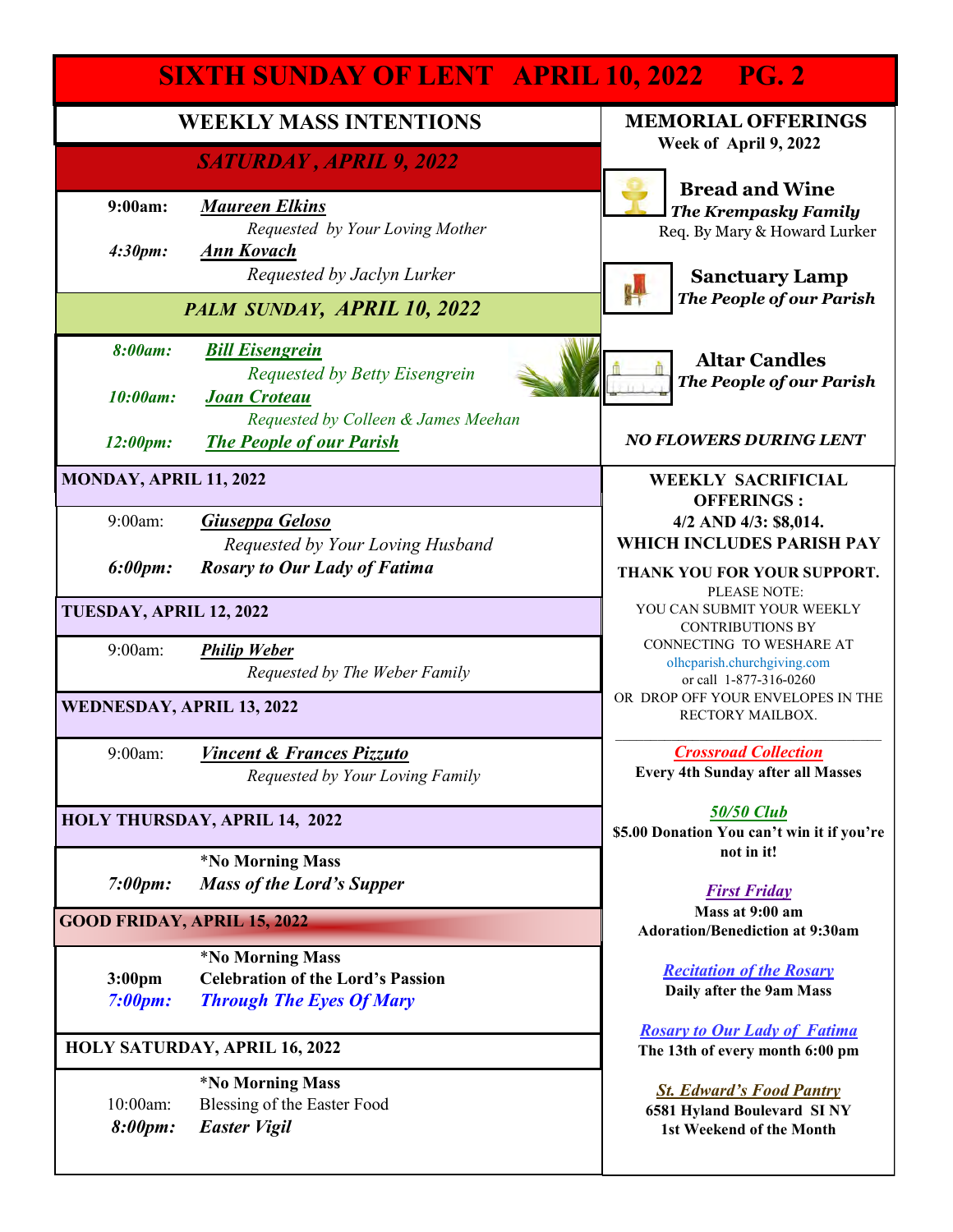# SIXTH SUNDAY OF LENT APRIL 10, 2022 PG. 2

## WEEKLY MASS INTENTIONS

### *SATURDAY , APRIL 9, 2022*

**9:00am:** ***Maureen Elkins***
*Requested by Your Loving Mother*

***4:30pm:*** ***Ann Kovach***
*Requested by Jaclyn Lurker*

### *PALM SUNDAY, APRIL 10, 2022*

***8:00am:*** ***Bill Eisengrein***
*Requested by Betty Eisengrein*

***10:00am:*** ***Joan Croteau***
*Requested by Colleen & James Meehan*

***12:00pm:*** ***The People of our Parish***

### MONDAY, APRIL 11, 2022

9:00am: ***Giuseppa Geloso***
*Requested by Your Loving Husband*

***6:00pm:*** ***Rosary to Our Lady of Fatima***

### TUESDAY, APRIL 12, 2022

9:00am: ***Philip Weber***
*Requested by The Weber Family*

### WEDNESDAY, APRIL 13, 2022

9:00am: ***Vincent & Frances Pizzuto***
*Requested by Your Loving Family*

### HOLY THURSDAY, APRIL 14, 2022

**\*No Morning Mass**

***7:00pm:*** ***Mass of the Lord's Supper***

### GOOD FRIDAY, APRIL 15, 2022

**\*No Morning Mass**

**3:00pm** **Celebration of the Lord's Passion**

***7:00pm:*** ***Through The Eyes Of Mary***

### HOLY SATURDAY, APRIL 16, 2022

**\*No Morning Mass**

10:00am: Blessing of the Easter Food

***8:00pm:*** ***Easter Vigil***

## MEMORIAL OFFERINGS

**Week of April 9, 2022**

**Bread and Wine**
***The Krempasky Family***
Req. By Mary & Howard Lurker

**Sanctuary Lamp**
***The People of our Parish***

**Altar Candles**
***The People of our Parish***

***NO FLOWERS DURING LENT***

## WEEKLY SACRIFICIAL OFFERINGS :

**4/2 AND 4/3: $8,014.**
**WHICH INCLUDES PARISH PAY**

**THANK YOU FOR YOUR SUPPORT.**

PLEASE NOTE:
YOU CAN SUBMIT YOUR WEEKLY CONTRIBUTIONS BY CONNECTING TO WESHARE AT olhcparish.churchgiving.com or call 1-877-316-0260 OR DROP OFF YOUR ENVELOPES IN THE RECTORY MAILBOX.

***Crossroad Collection***
**Every 4th Sunday after all Masses**

***50/50 Club***
**$5.00 Donation You can't win it if you're not in it!**

***First Friday***
**Mass at 9:00 am**
**Adoration/Benediction at 9:30am**

***Recitation of the Rosary***
**Daily after the 9am Mass**

***Rosary to Our Lady of Fatima***
**The 13th of every month 6:00 pm**

***St. Edward's Food Pantry***
**6581 Hyland Boulevard SI NY**
**1st Weekend of the Month**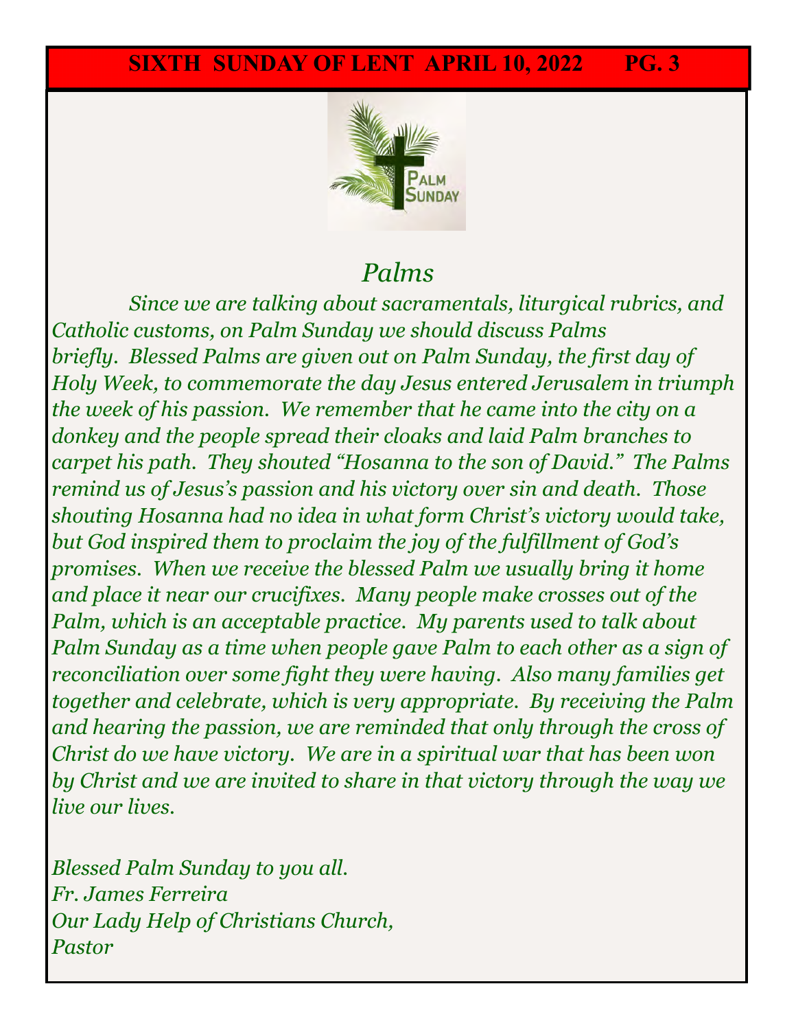# Palms

*Since we are talking about sacramentals, liturgical rubrics, and Catholic customs, on Palm Sunday we should discuss Palms briefly. Blessed Palms are given out on Palm Sunday, the first day of Holy Week, to commemorate the day Jesus entered Jerusalem in triumph the week of his passion. We remember that he came into the city on a donkey and the people spread their cloaks and laid Palm branches to carpet his path. They shouted "Hosanna to the son of David." The Palms remind us of Jesus's passion and his victory over sin and death. Those shouting Hosanna had no idea in what form Christ's victory would take, but God inspired them to proclaim the joy of the fulfillment of God's promises. When we receive the blessed Palm we usually bring it home and place it near our crucifixes. Many people make crosses out of the Palm, which is an acceptable practice. My parents used to talk about Palm Sunday as a time when people gave Palm to each other as a sign of reconciliation over some fight they were having. Also many families get together and celebrate, which is very appropriate. By receiving the Palm and hearing the passion, we are reminded that only through the cross of Christ do we have victory. We are in a spiritual war that has been won by Christ and we are invited to share in that victory through the way we live our lives.*

*Blessed Palm Sunday to you all.*
*Fr. James Ferreira*
*Our Lady Help of Christians Church,*
*Pastor*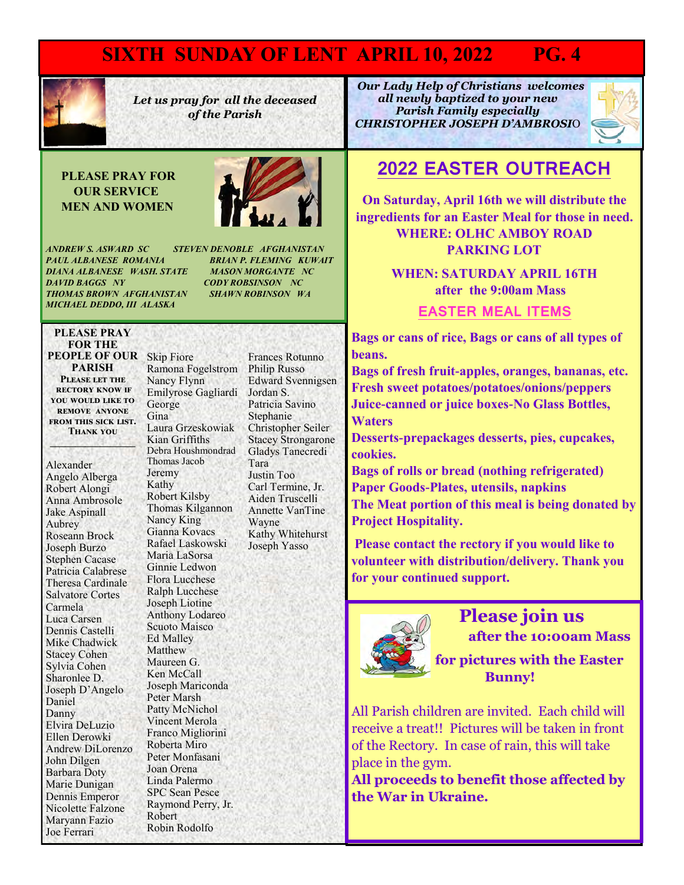*Let us pray for all the deceased of the Parish*

***Our Lady Help of Christians welcomes all newly baptized to your new Parish Family especially CHRISTOPHER JOSEPH D'AMBROSIO***

**PLEASE PRAY FOR OUR SERVICE MEN AND WOMEN**

***ANDREW S. ASWARD SC***
***PAUL ALBANESE ROMANIA***
***DIANA ALBANESE WASH. STATE***
***DAVID BAGGS NY***
***THOMAS BROWN AFGHANISTAN***
***MICHAEL DEDDO, III ALASKA***
***STEVEN DENOBLE AFGHANISTAN***
***BRIAN P. FLEMING KUWAIT***
***MASON MORGANTE NC***
***CODY ROBSINSON NC***
***SHAWN ROBINSON WA***

**PLEASE PRAY FOR THE PEOPLE OF OUR PARISH**

**PLEASE LET THE RECTORY KNOW IF YOU WOULD LIKE TO REMOVE ANYONE FROM THIS SICK LIST. THANK YOU**

Alexander
Angelo Alberga
Robert Alongi
Anna Ambrosole
Jake Aspinall
Aubrey
Roseann Brock
Joseph Burzo
Stephen Cacase
Patricia Calabrese
Theresa Cardinale
Salvatore Cortes
Carmela
Luca Carsen
Dennis Castelli
Mike Chadwick
Stacey Cohen
Sylvia Cohen
Sharonlee D.
Joseph D'Angelo
Daniel
Danny
Elvira DeLuzio
Ellen Derowki
Andrew DiLorenzo
John Dilgen
Barbara Doty
Marie Dunigan
Dennis Emperor
Nicolette Falzone
Maryann Fazio
Joe Ferrari
Skip Fiore
Ramona Fogelstrom
Nancy Flynn
Emilyrose Gagliardi
George
Gina
Laura Grzeskowiak
Kian Griffiths
Debra Houshmondrad
Thomas Jacob
Jeremy
Kathy
Robert Kilsby
Thomas Kilgannon
Nancy King
Gianna Kovacs
Rafael Laskowski
Maria LaSorsa
Ginnie Ledwon
Flora Lucchese
Ralph Lucchese
Joseph Liotine
Anthony Lodareo
Scuoto Maisco
Ed Malley
Matthew
Maureen G.
Ken McCall
Joseph Mariconda
Peter Marsh
Patty McNichol
Vincent Merola
Franco Migliorini
Roberta Miro
Peter Monfasani
Joan Orena
Linda Palermo
SPC Sean Pesce
Raymond Perry, Jr.
Robert
Robin Rodolfo
Frances Rotunno
Philip Russo
Edward Svennigsen
Jordan S.
Patricia Savino
Stephanie
Christopher Seiler
Stacey Strongarone
Gladys Tanecredi
Tara
Justin Too
Carl Termine, Jr.
Aiden Truscelli
Annette VanTine
Wayne
Kathy Whitehurst
Joseph Yasso

## 2022 EASTER OUTREACH

**On Saturday, April 16th we will distribute the ingredients for an Easter Meal for those in need.**
**WHERE: OLHC AMBOY ROAD PARKING LOT**

**WHEN: SATURDAY APRIL 16TH after the 9:00am Mass**

### EASTER MEAL ITEMS

**Bags or cans of rice, Bags or cans of all types of beans.**
**Bags of fresh fruit-apples, oranges, bananas, etc.**
**Fresh sweet potatoes/potatoes/onions/peppers**
**Juice-canned or juice boxes-No Glass Bottles, Waters**
**Desserts-prepackages desserts, pies, cupcakes, cookies.**
**Bags of rolls or bread (nothing refrigerated)**
**Paper Goods-Plates, utensils, napkins**
**The Meat portion of this meal is being donated by Project Hospitality.**

**Please contact the rectory if you would like to volunteer with distribution/delivery. Thank you for your continued support.**

## Please join us

**after the 10:00am Mass**

**for pictures with the Easter Bunny!**

All Parish children are invited. Each child will receive a treat!! Pictures will be taken in front of the Rectory. In case of rain, this will take place in the gym.

**All proceeds to benefit those affected by the War in Ukraine.**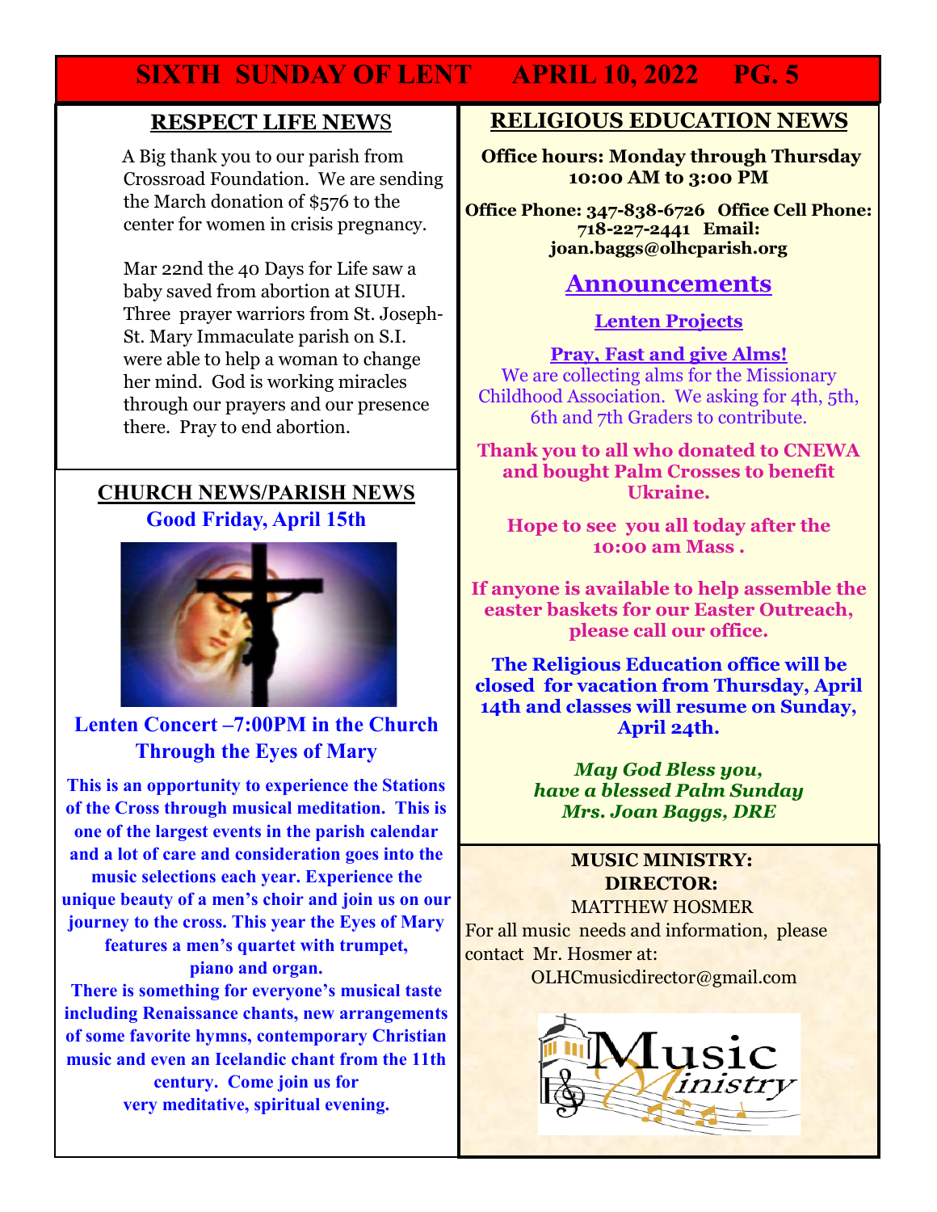## RESPECT LIFE NEWS

A Big thank you to our parish from Crossroad Foundation. We are sending the March donation of $576 to the center for women in crisis pregnancy.

Mar 22nd the 40 Days for Life saw a baby saved from abortion at SIUH. Three prayer warriors from St. Joseph-St. Mary Immaculate parish on S.I. were able to help a woman to change her mind. God is working miracles through our prayers and our presence there. Pray to end abortion.

## CHURCH NEWS/PARISH NEWS

**Good Friday, April 15th**

**Lenten Concert –7:00PM in the Church**
**Through the Eyes of Mary**

**This is an opportunity to experience the Stations of the Cross through musical meditation. This is one of the largest events in the parish calendar and a lot of care and consideration goes into the music selections each year. Experience the unique beauty of a men's choir and join us on our journey to the cross. This year the Eyes of Mary features a men's quartet with trumpet, piano and organ.**

**There is something for everyone's musical taste including Renaissance chants, new arrangements of some favorite hymns, contemporary Christian music and even an Icelandic chant from the 11th century. Come join us for very meditative, spiritual evening.**

## RELIGIOUS EDUCATION NEWS

**Office hours: Monday through Thursday 10:00 AM to 3:00 PM**

**Office Phone: 347-838-6726 Office Cell Phone: 718-227-2441 Email: joan.baggs@olhcparish.org**

### Announcements

**Lenten Projects**

**Pray, Fast and give Alms!**

We are collecting alms for the Missionary Childhood Association. We asking for 4th, 5th, 6th and 7th Graders to contribute.

**Thank you to all who donated to CNEWA and bought Palm Crosses to benefit Ukraine.**

**Hope to see you all today after the 10:00 am Mass .**

**If anyone is available to help assemble the easter baskets for our Easter Outreach, please call our office.**

**The Religious Education office will be closed for vacation from Thursday, April 14th and classes will resume on Sunday, April 24th.**

***May God Bless you, have a blessed Palm Sunday***
***Mrs. Joan Baggs, DRE***

## MUSIC MINISTRY: DIRECTOR:

MATTHEW HOSMER

For all music needs and information, please contact Mr. Hosmer at:

OLHCmusicdirector@gmail.com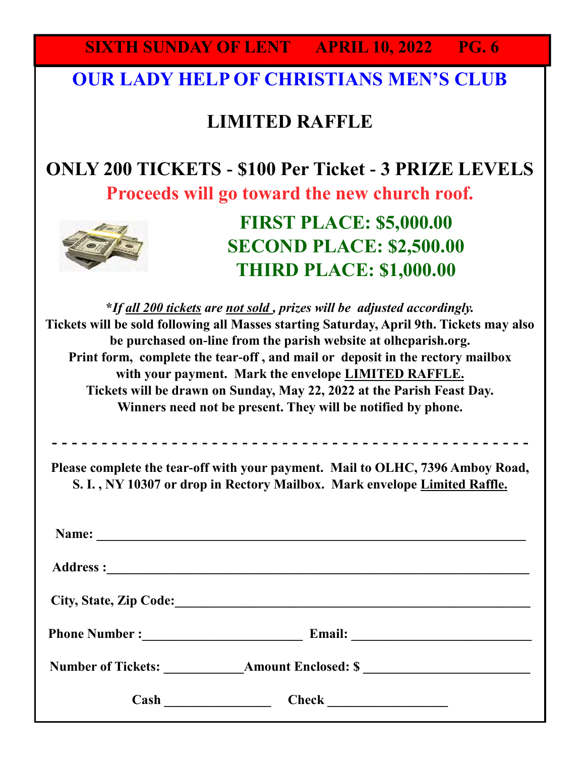# OUR LADY HELP OF CHRISTIANS MEN'S CLUB

## LIMITED RAFFLE

## ONLY 200 TICKETS - $100 Per Ticket - 3 PRIZE LEVELS

**Proceeds will go toward the new church roof.**

**FIRST PLACE: $5,000.00**
**SECOND PLACE: $2,500.00**
**THIRD PLACE: $1,000.00**

***If all 200 tickets are not sold , prizes will be adjusted accordingly.***

**Tickets will be sold following all Masses starting Saturday, April 9th. Tickets may also be purchased on-line from the parish website at olhcparish.org.**
**Print form, complete the tear-off , and mail or deposit in the rectory mailbox with your payment. Mark the envelope LIMITED RAFFLE.**
**Tickets will be drawn on Sunday, May 22, 2022 at the Parish Feast Day.**
**Winners need not be present. They will be notified by phone.**

- - - - - - - - - - - - - - - - - - - - - - - - - - - - - - - - - - - - - - - - - - - - - - - -

**Please complete the tear-off with your payment. Mail to OLHC, 7396 Amboy Road, S. I. , NY 10307 or drop in Rectory Mailbox. Mark envelope Limited Raffle.**

**Name:** ____________________________________________

**Address :**____________________________________________

**City, State, Zip Code:**____________________________________

**Phone Number :**______________________ **Email:** ______________________

**Number of Tickets:** ___________**Amount Enclosed: $** ______________________

**Cash** _______________ **Check** _________________